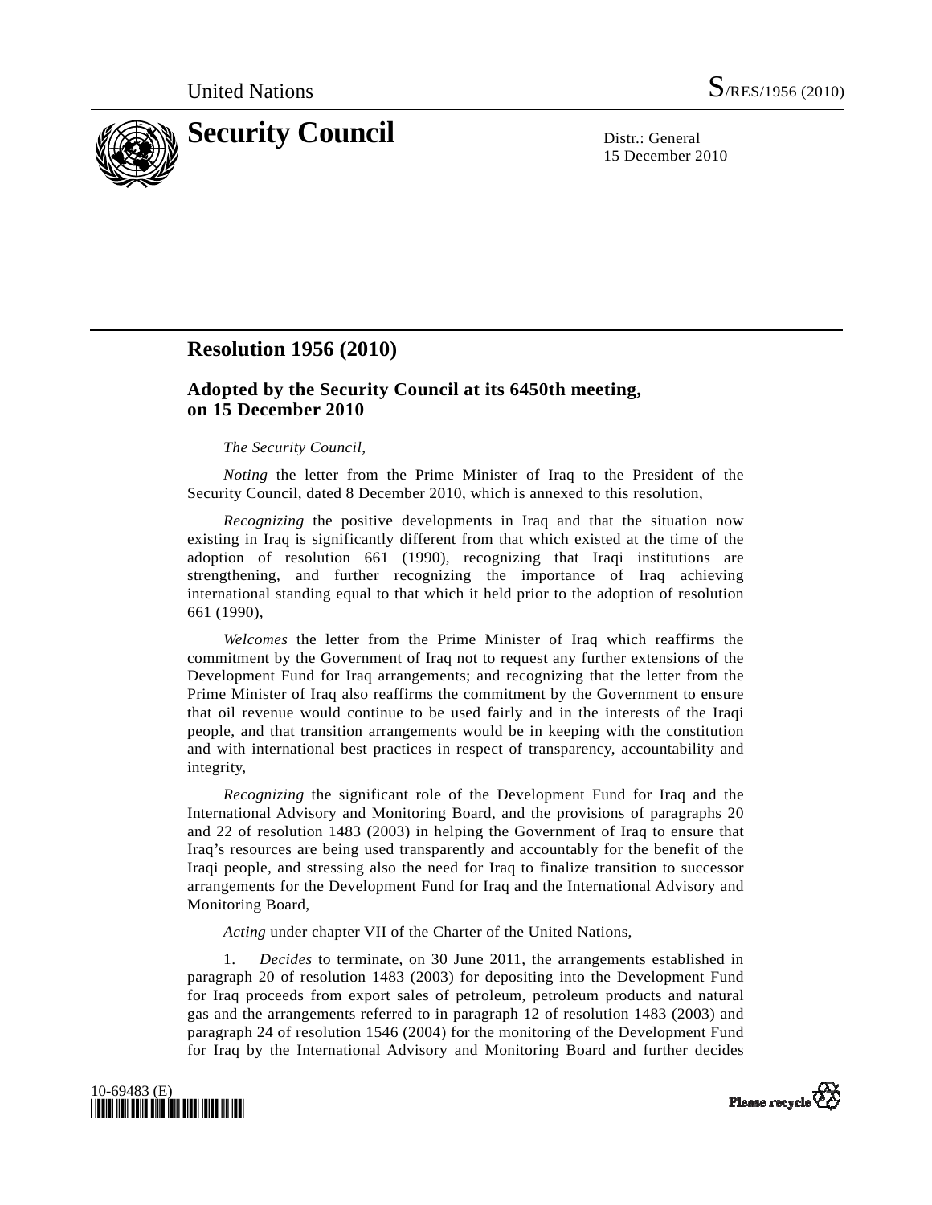United Nations S/RES/1956 (2010)

# Security Council

Distr.: General
15 December 2010

## Resolution 1956 (2010)

### Adopted by the Security Council at its 6450th meeting, on 15 December 2010

*The Security Council*,

*Noting* the letter from the Prime Minister of Iraq to the President of the Security Council, dated 8 December 2010, which is annexed to this resolution,

*Recognizing* the positive developments in Iraq and that the situation now existing in Iraq is significantly different from that which existed at the time of the adoption of resolution 661 (1990), recognizing that Iraqi institutions are strengthening, and further recognizing the importance of Iraq achieving international standing equal to that which it held prior to the adoption of resolution 661 (1990),

*Welcomes* the letter from the Prime Minister of Iraq which reaffirms the commitment by the Government of Iraq not to request any further extensions of the Development Fund for Iraq arrangements; and recognizing that the letter from the Prime Minister of Iraq also reaffirms the commitment by the Government to ensure that oil revenue would continue to be used fairly and in the interests of the Iraqi people, and that transition arrangements would be in keeping with the constitution and with international best practices in respect of transparency, accountability and integrity,

*Recognizing* the significant role of the Development Fund for Iraq and the International Advisory and Monitoring Board, and the provisions of paragraphs 20 and 22 of resolution 1483 (2003) in helping the Government of Iraq to ensure that Iraq's resources are being used transparently and accountably for the benefit of the Iraqi people, and stressing also the need for Iraq to finalize transition to successor arrangements for the Development Fund for Iraq and the International Advisory and Monitoring Board,

*Acting* under chapter VII of the Charter of the United Nations,

1. *Decides* to terminate, on 30 June 2011, the arrangements established in paragraph 20 of resolution 1483 (2003) for depositing into the Development Fund for Iraq proceeds from export sales of petroleum, petroleum products and natural gas and the arrangements referred to in paragraph 12 of resolution 1483 (2003) and paragraph 24 of resolution 1546 (2004) for the monitoring of the Development Fund for Iraq by the International Advisory and Monitoring Board and further decides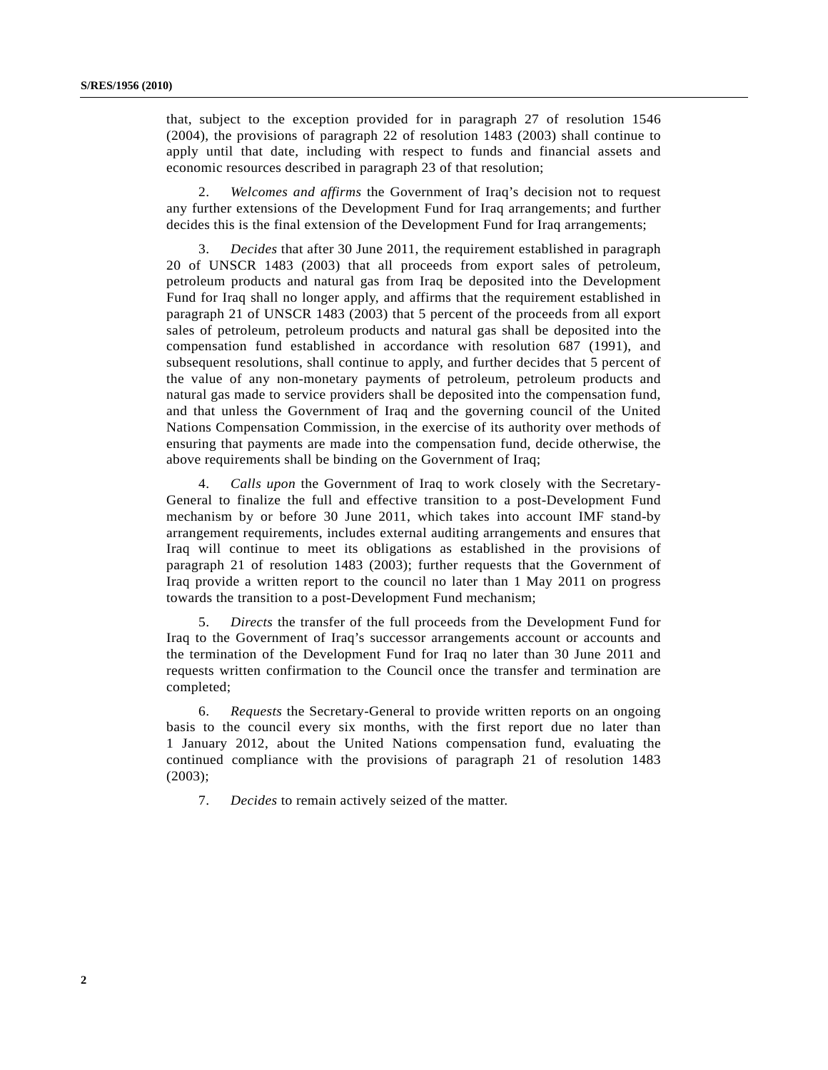that, subject to the exception provided for in paragraph 27 of resolution 1546 (2004), the provisions of paragraph 22 of resolution 1483 (2003) shall continue to apply until that date, including with respect to funds and financial assets and economic resources described in paragraph 23 of that resolution;

2. *Welcomes and affirms* the Government of Iraq's decision not to request any further extensions of the Development Fund for Iraq arrangements; and further decides this is the final extension of the Development Fund for Iraq arrangements;

3. *Decides* that after 30 June 2011, the requirement established in paragraph 20 of UNSCR 1483 (2003) that all proceeds from export sales of petroleum, petroleum products and natural gas from Iraq be deposited into the Development Fund for Iraq shall no longer apply, and affirms that the requirement established in paragraph 21 of UNSCR 1483 (2003) that 5 percent of the proceeds from all export sales of petroleum, petroleum products and natural gas shall be deposited into the compensation fund established in accordance with resolution 687 (1991), and subsequent resolutions, shall continue to apply, and further decides that 5 percent of the value of any non-monetary payments of petroleum, petroleum products and natural gas made to service providers shall be deposited into the compensation fund, and that unless the Government of Iraq and the governing council of the United Nations Compensation Commission, in the exercise of its authority over methods of ensuring that payments are made into the compensation fund, decide otherwise, the above requirements shall be binding on the Government of Iraq;

4. *Calls upon* the Government of Iraq to work closely with the Secretary-General to finalize the full and effective transition to a post-Development Fund mechanism by or before 30 June 2011, which takes into account IMF stand-by arrangement requirements, includes external auditing arrangements and ensures that Iraq will continue to meet its obligations as established in the provisions of paragraph 21 of resolution 1483 (2003); further requests that the Government of Iraq provide a written report to the council no later than 1 May 2011 on progress towards the transition to a post-Development Fund mechanism;

5. *Directs* the transfer of the full proceeds from the Development Fund for Iraq to the Government of Iraq's successor arrangements account or accounts and the termination of the Development Fund for Iraq no later than 30 June 2011 and requests written confirmation to the Council once the transfer and termination are completed;

6. *Requests* the Secretary-General to provide written reports on an ongoing basis to the council every six months, with the first report due no later than 1 January 2012, about the United Nations compensation fund, evaluating the continued compliance with the provisions of paragraph 21 of resolution 1483 (2003);

7. *Decides* to remain actively seized of the matter.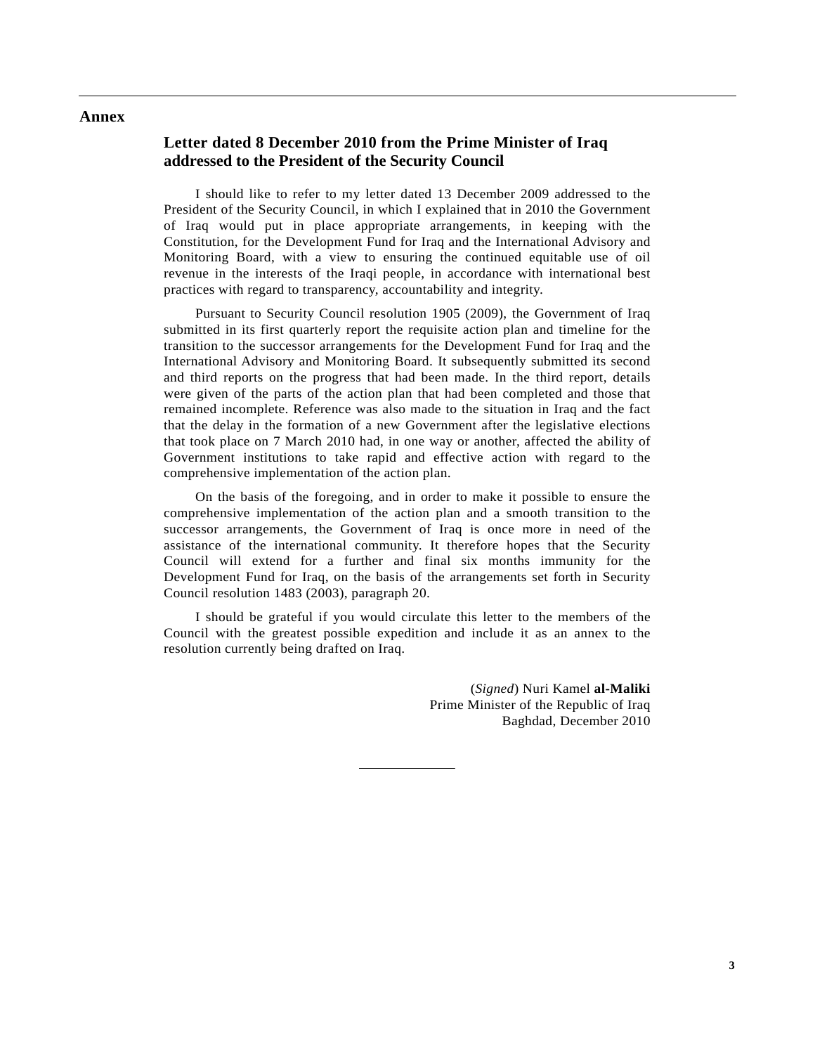## Annex

### Letter dated 8 December 2010 from the Prime Minister of Iraq addressed to the President of the Security Council

I should like to refer to my letter dated 13 December 2009 addressed to the President of the Security Council, in which I explained that in 2010 the Government of Iraq would put in place appropriate arrangements, in keeping with the Constitution, for the Development Fund for Iraq and the International Advisory and Monitoring Board, with a view to ensuring the continued equitable use of oil revenue in the interests of the Iraqi people, in accordance with international best practices with regard to transparency, accountability and integrity.

Pursuant to Security Council resolution 1905 (2009), the Government of Iraq submitted in its first quarterly report the requisite action plan and timeline for the transition to the successor arrangements for the Development Fund for Iraq and the International Advisory and Monitoring Board. It subsequently submitted its second and third reports on the progress that had been made. In the third report, details were given of the parts of the action plan that had been completed and those that remained incomplete. Reference was also made to the situation in Iraq and the fact that the delay in the formation of a new Government after the legislative elections that took place on 7 March 2010 had, in one way or another, affected the ability of Government institutions to take rapid and effective action with regard to the comprehensive implementation of the action plan.

On the basis of the foregoing, and in order to make it possible to ensure the comprehensive implementation of the action plan and a smooth transition to the successor arrangements, the Government of Iraq is once more in need of the assistance of the international community. It therefore hopes that the Security Council will extend for a further and final six months immunity for the Development Fund for Iraq, on the basis of the arrangements set forth in Security Council resolution 1483 (2003), paragraph 20.

I should be grateful if you would circulate this letter to the members of the Council with the greatest possible expedition and include it as an annex to the resolution currently being drafted on Iraq.

(*Signed*) Nuri Kamel **al-Maliki**
Prime Minister of the Republic of Iraq
Baghdad, December 2010